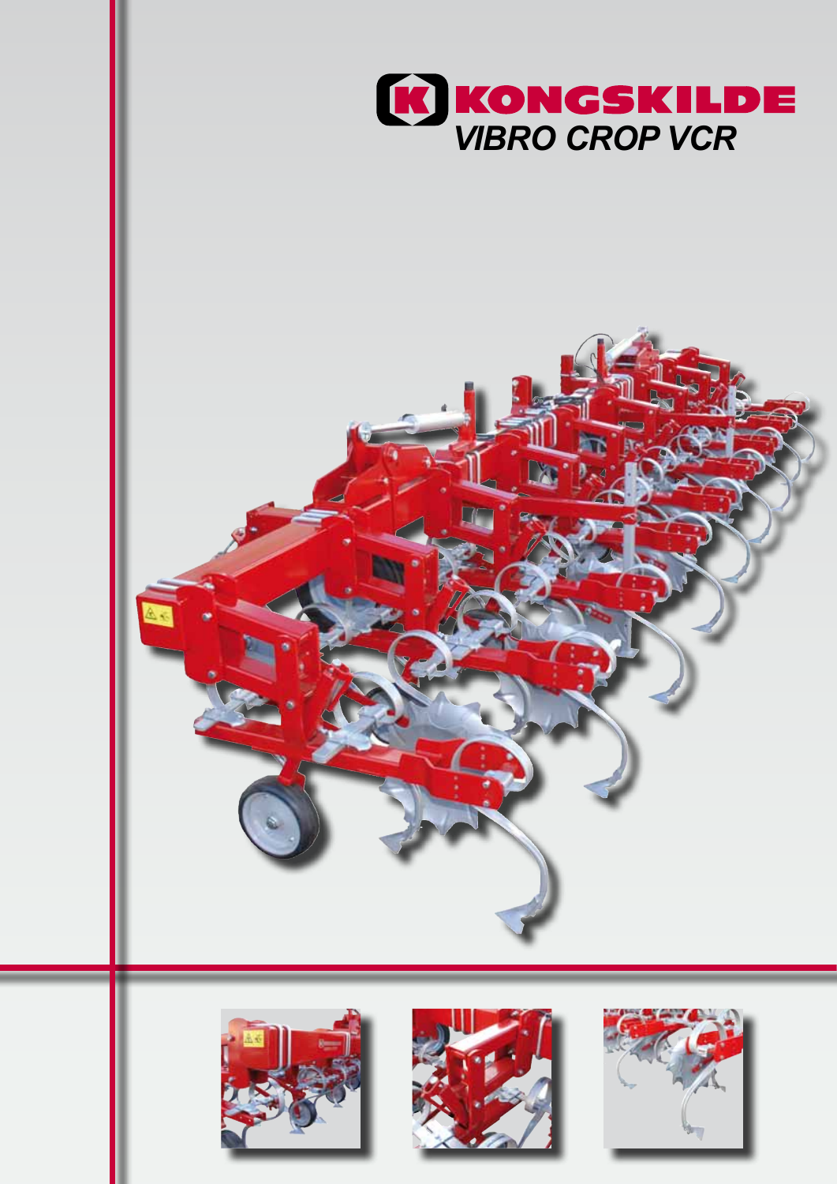# KONGSKILDE

## VIBRO CROP VCR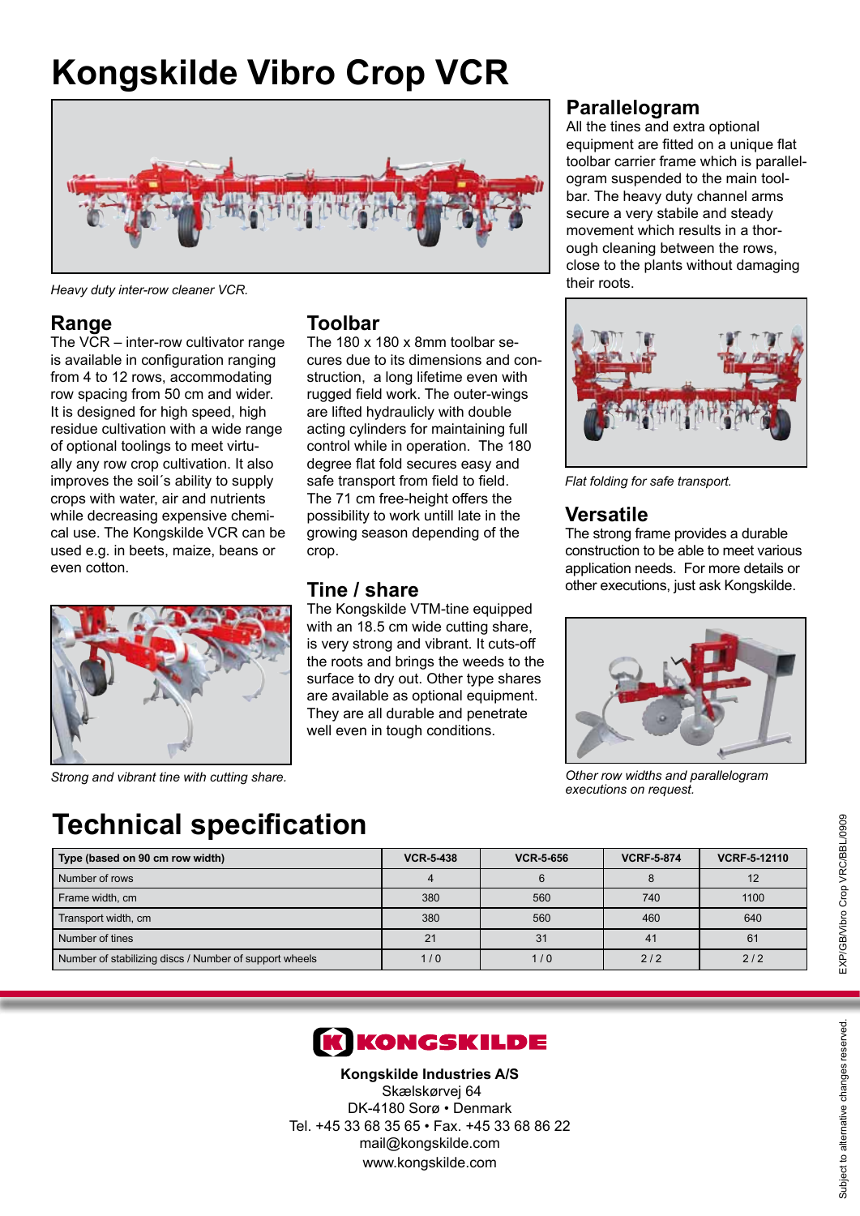# Kongskilde Vibro Crop VCR

*Heavy duty inter-row cleaner VCR.*

## Range

The VCR – inter-row cultivator range is available in configuration ranging from 4 to 12 rows, accommodating row spacing from 50 cm and wider. It is designed for high speed, high residue cultivation with a wide range of optional toolings to meet virtually any row crop cultivation. It also improves the soil´s ability to supply crops with water, air and nutrients while decreasing expensive chemical use. The Kongskilde VCR can be used e.g. in beets, maize, beans or even cotton.

*Strong and vibrant tine with cutting share.*

## Toolbar

The 180 x 180 x 8mm toolbar secures due to its dimensions and construction, a long lifetime even with rugged field work. The outer-wings are lifted hydraulicly with double acting cylinders for maintaining full control while in operation. The 180 degree flat fold secures easy and safe transport from field to field. The 71 cm free-height offers the possibility to work untill late in the growing season depending of the crop.

## Tine / share

The Kongskilde VTM-tine equipped with an 18.5 cm wide cutting share, is very strong and vibrant. It cuts-off the roots and brings the weeds to the surface to dry out. Other type shares are available as optional equipment. They are all durable and penetrate well even in tough conditions.

## Parallelogram

All the tines and extra optional equipment are fitted on a unique flat toolbar carrier frame which is parallelogram suspended to the main toolbar. The heavy duty channel arms secure a very stabile and steady movement which results in a thorough cleaning between the rows, close to the plants without damaging their roots.

*Flat folding for safe transport.*

## Versatile

The strong frame provides a durable construction to be able to meet various application needs. For more details or other executions, just ask Kongskilde.

*Other row widths and parallelogram executions on request.*

# Technical specification

| Type (based on 90 cm row width) | VCR-5-438 | VCR-5-656 | VCRF-5-874 | VCRF-5-12110 |
|---|---|---|---|---|
| Number of rows | 4 | 6 | 8 | 12 |
| Frame width, cm | 380 | 560 | 740 | 1100 |
| Transport width, cm | 380 | 560 | 460 | 640 |
| Number of tines | 21 | 31 | 41 | 61 |
| Number of stabilizing discs / Number of support wheels | 1 / 0 | 1 / 0 | 2 / 2 | 2 / 2 |

EXP/GB/Vibro Crop VRC/BBL/0909

KONGSKILDE

**Kongskilde Industries A/S**
Skælskørvej 64
DK-4180 Sorø • Denmark
Tel. +45 33 68 35 65 • Fax. +45 33 68 86 22
mail@kongskilde.com
www.kongskilde.com

Subject to alternative changes reserved.